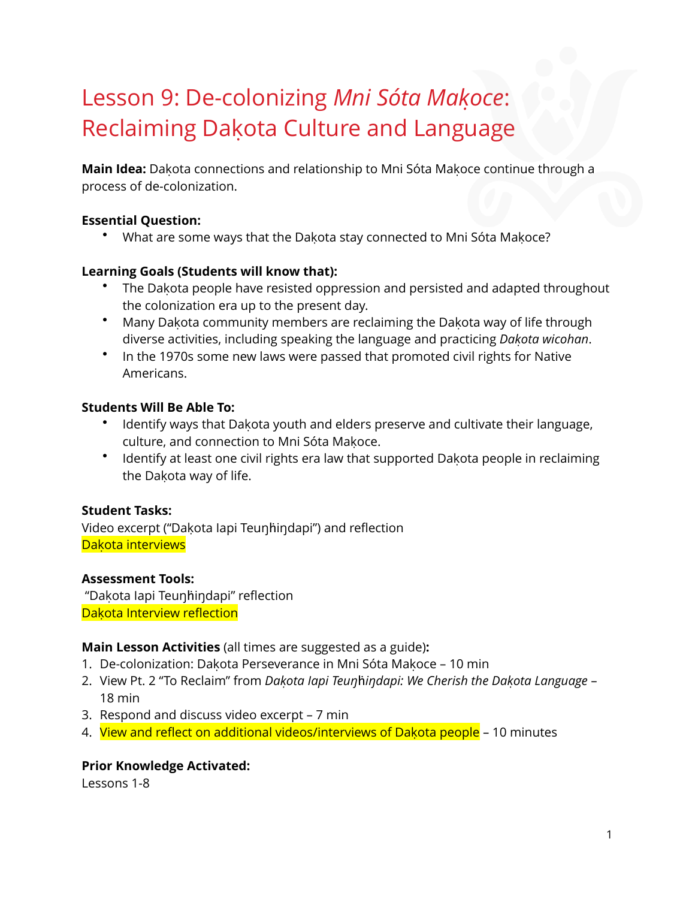# Lesson 9: De-colonizing *Mni Sóta Makoce*: Reclaiming Daḳota Culture and Language

**Main Idea:** Daḳota connections and relationship to Mni Sóta Maḳoce continue through a process of de-colonization.

**Essential Question:**

- What are some ways that the Daḳota stay connected to Mni Sóta Maḳoce?

**Learning Goals (Students will know that):**

- The Daḳota people have resisted oppression and persisted and adapted throughout the colonization era up to the present day.
- Many Daḳota community members are reclaiming the Daḳota way of life through diverse activities, including speaking the language and practicing *Daḳota wicohan*.
- In the 1970s some new laws were passed that promoted civil rights for Native Americans.

**Students Will Be Able To:**

- Identify ways that Daḳota youth and elders preserve and cultivate their language, culture, and connection to Mni Sóta Maḳoce.
- Identify at least one civil rights era law that supported Daḳota people in reclaiming the Daḳota way of life.

**Student Tasks:**

Video excerpt ("Daḳota Iapi Teuŋḣiŋdapi") and reflection
Daḳota interviews

**Assessment Tools:**

"Daḳota Iapi Teuŋḣiŋdapi" reflection
Daḳota Interview reflection

**Main Lesson Activities** (all times are suggested as a guide)**:**

1. De-colonization: Daḳota Perseverance in Mni Sóta Maḳoce – 10 min
2. View Pt. 2 "To Reclaim" from *Daḳota Iapi Teuŋḣiŋdapi: We Cherish the Daḳota Language* – 18 min
3. Respond and discuss video excerpt – 7 min
4. View and reflect on additional videos/interviews of Daḳota people – 10 minutes

**Prior Knowledge Activated:**

Lessons 1-8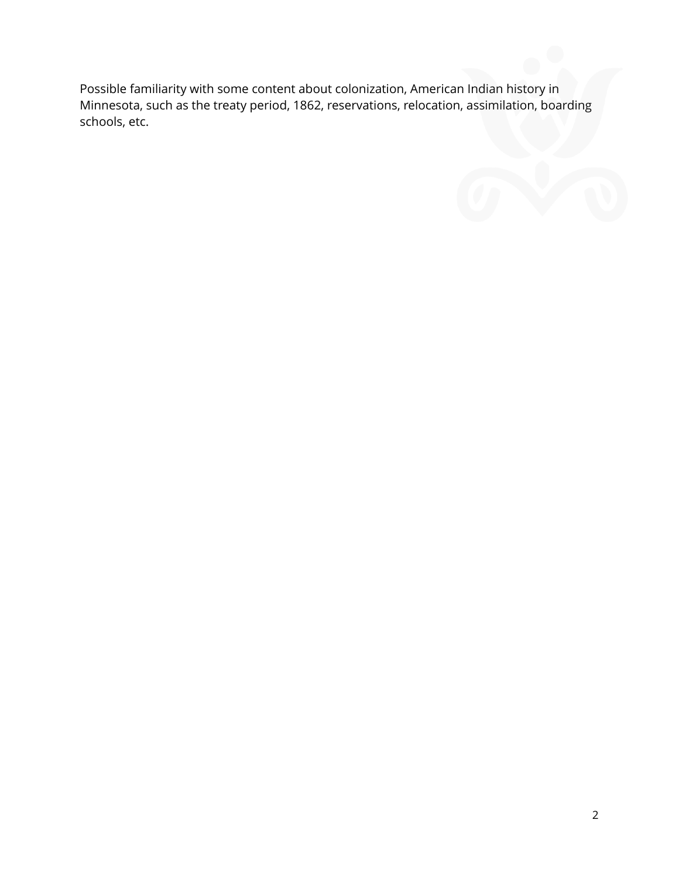Possible familiarity with some content about colonization, American Indian history in Minnesota, such as the treaty period, 1862, reservations, relocation, assimilation, boarding schools, etc.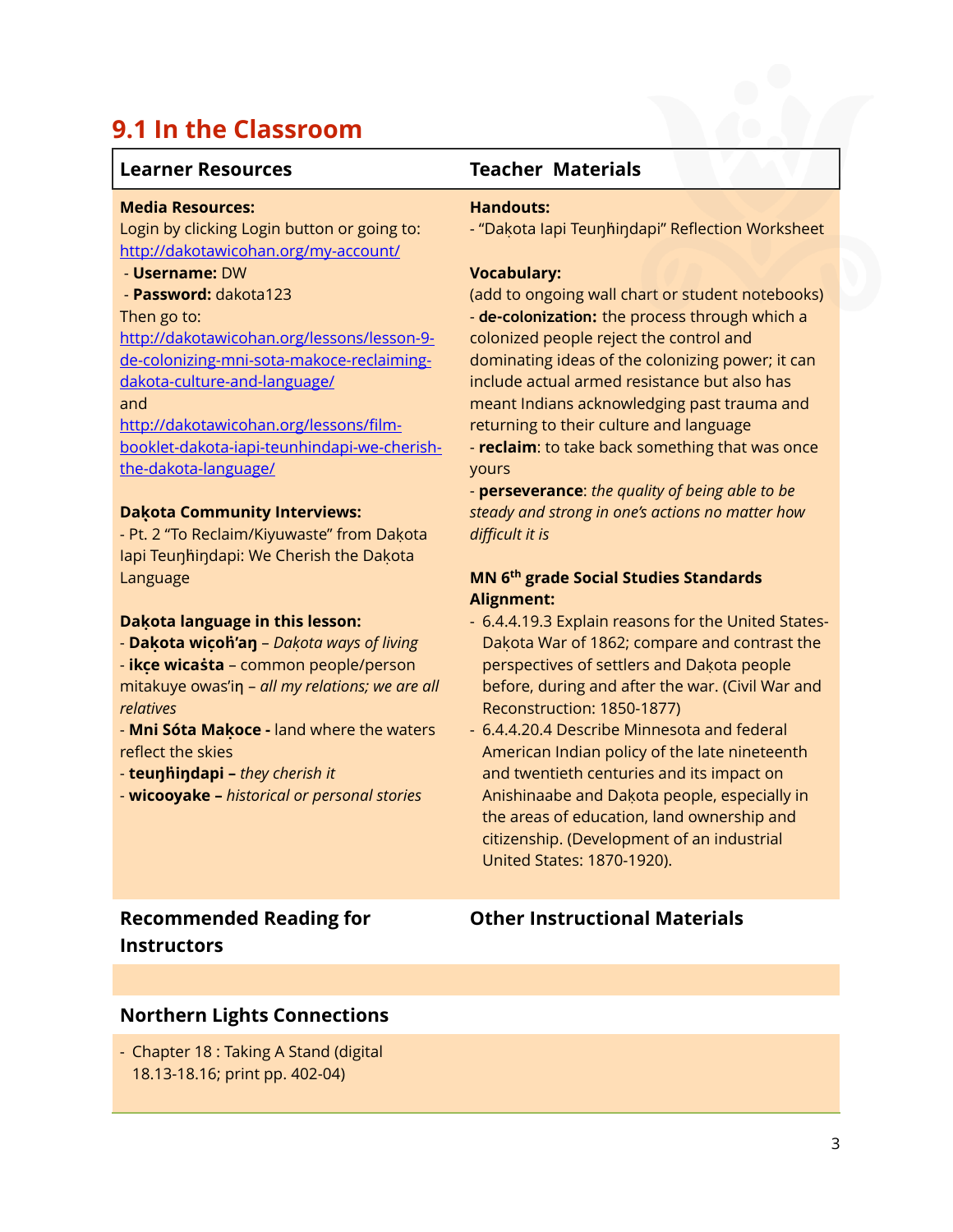## 9.1 In the Classroom

### Learner Resources

**Media Resources:**
Login by clicking Login button or going to: http://dakotawicohan.org/my-account/
- **Username:** DW
- **Password:** dakota123

Then go to: http://dakotawicohan.org/lessons/lesson-9-de-colonizing-mni-sota-makoce-reclaiming-dakota-culture-and-language/
and
http://dakotawicohan.org/lessons/film-booklet-dakota-iapi-teunhindapi-we-cherish-the-dakota-language/

**Daḳota Community Interviews:**
- Pt. 2 "To Reclaim/Kiyuwaste" from Daḳota Iapi Teuŋȟiŋdapi: We Cherish the Daḳota Language

**Daḳota language in this lesson:**
- **Daḳota wiçoȟ'aŋ** – *Daḳota ways of living*
- **ikçe wicaśta** – common people/person
mitakuye owas'iŋ – *all my relations; we are all relatives*
- **Mni Sóta Maḳoce -** land where the waters reflect the skies
- **teuŋȟiŋdapi –** *they cherish it*
- **wicooyake –** *historical or personal stories*

### Teacher Materials

**Handouts:**
- "Daḳota Iapi Teuŋȟiŋdapi" Reflection Worksheet

**Vocabulary:**
(add to ongoing wall chart or student notebooks)
- **de-colonization:** the process through which a colonized people reject the control and dominating ideas of the colonizing power; it can include actual armed resistance but also has meant Indians acknowledging past trauma and returning to their culture and language
- **reclaim**: to take back something that was once yours
- **perseverance**: *the quality of being able to be steady and strong in one's actions no matter how difficult it is*

**MN 6th grade Social Studies Standards Alignment:**
- 6.4.4.19.3 Explain reasons for the United States-Daḳota War of 1862; compare and contrast the perspectives of settlers and Daḳota people before, during and after the war. (Civil War and Reconstruction: 1850-1877)
- 6.4.4.20.4 Describe Minnesota and federal American Indian policy of the late nineteenth and twentieth centuries and its impact on Anishinaabe and Daḳota people, especially in the areas of education, land ownership and citizenship. (Development of an industrial United States: 1870-1920).

### Recommended Reading for Instructors

### Other Instructional Materials

### Northern Lights Connections

- Chapter 18 : Taking A Stand (digital 18.13-18.16; print pp. 402-04)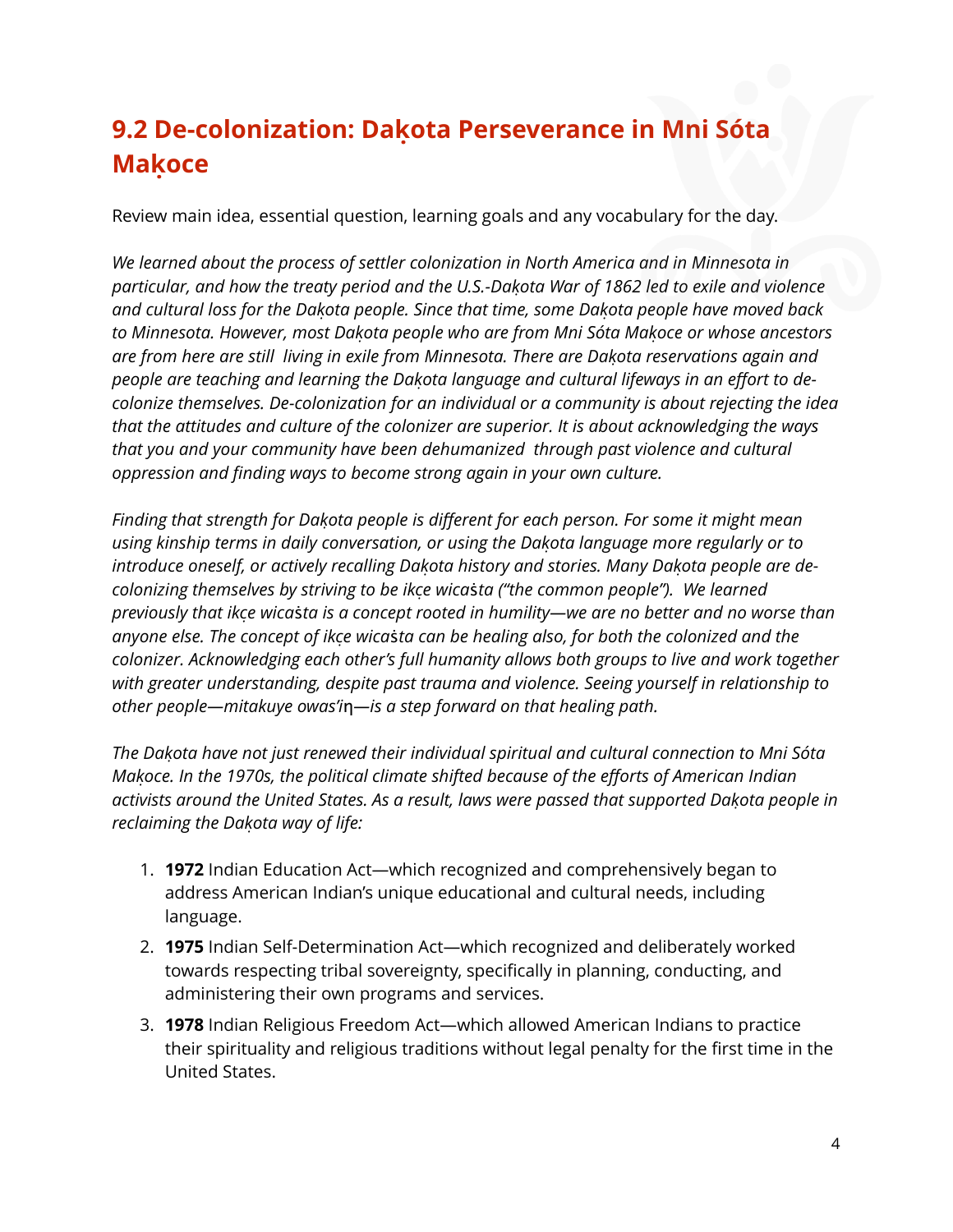## 9.2 De-colonization: Daḳota Perseverance in Mni Sóta Maḳoce

Review main idea, essential question, learning goals and any vocabulary for the day.

*We learned about the process of settler colonization in North America and in Minnesota in particular, and how the treaty period and the U.S.-Daḳota War of 1862 led to exile and violence and cultural loss for the Daḳota people. Since that time, some Daḳota people have moved back to Minnesota. However, most Daḳota people who are from Mni Sóta Maḳoce or whose ancestors are from here are still living in exile from Minnesota. There are Daḳota reservations again and people are teaching and learning the Daḳota language and cultural lifeways in an effort to de-colonize themselves. De-colonization for an individual or a community is about rejecting the idea that the attitudes and culture of the colonizer are superior. It is about acknowledging the ways that you and your community have been dehumanized through past violence and cultural oppression and finding ways to become strong again in your own culture.*

*Finding that strength for Daḳota people is different for each person. For some it might mean using kinship terms in daily conversation, or using the Daḳota language more regularly or to introduce oneself, or actively recalling Daḳota history and stories. Many Daḳota people are de-colonizing themselves by striving to be ikc̣e wicaṡta ("the common people"). We learned previously that ikc̣e wicaṡta is a concept rooted in humility—we are no better and no worse than anyone else. The concept of ikc̣e wicaṡta can be healing also, for both the colonized and the colonizer. Acknowledging each other's full humanity allows both groups to live and work together with greater understanding, despite past trauma and violence. Seeing yourself in relationship to other people—mitakuye owas'iŋ—is a step forward on that healing path.*

*The Daḳota have not just renewed their individual spiritual and cultural connection to Mni Sóta Maḳoce. In the 1970s, the political climate shifted because of the efforts of American Indian activists around the United States. As a result, laws were passed that supported Daḳota people in reclaiming the Daḳota way of life:*

1. **1972** Indian Education Act—which recognized and comprehensively began to address American Indian's unique educational and cultural needs, including language.
2. **1975** Indian Self-Determination Act—which recognized and deliberately worked towards respecting tribal sovereignty, specifically in planning, conducting, and administering their own programs and services.
3. **1978** Indian Religious Freedom Act—which allowed American Indians to practice their spirituality and religious traditions without legal penalty for the first time in the United States.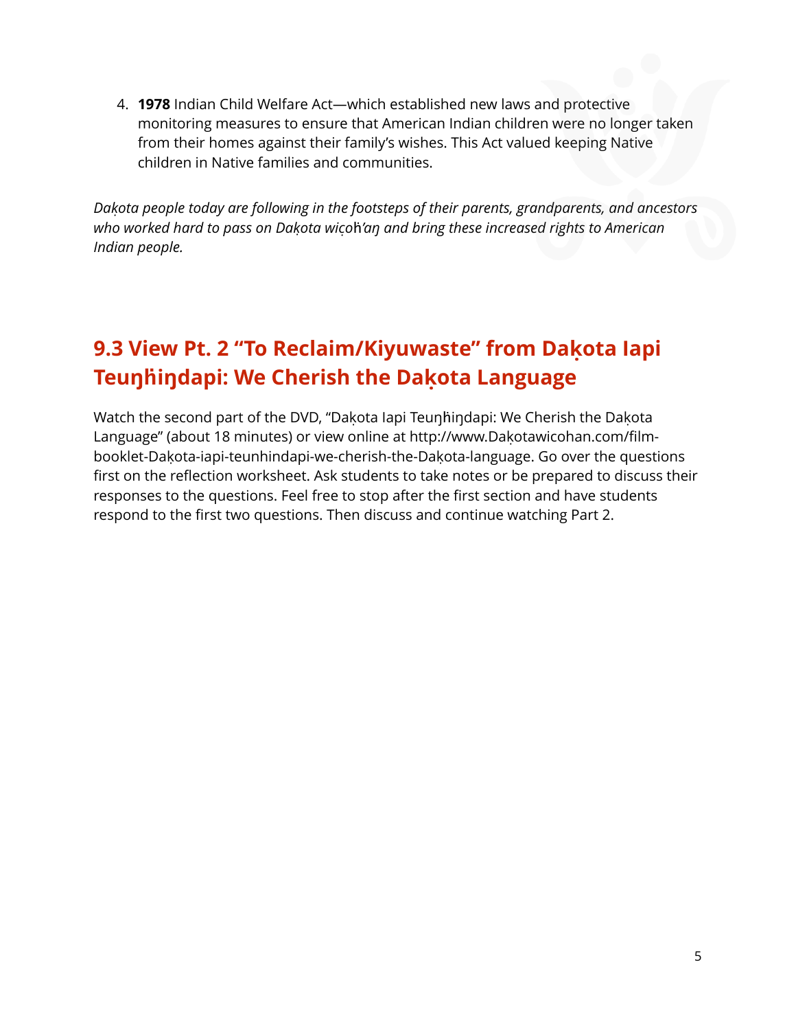4. **1978** Indian Child Welfare Act—which established new laws and protective monitoring measures to ensure that American Indian children were no longer taken from their homes against their family's wishes. This Act valued keeping Native children in Native families and communities.

*Daḳota people today are following in the footsteps of their parents, grandparents, and ancestors who worked hard to pass on Daḳota wiçoȟ'aŋ and bring these increased rights to American Indian people.*

## 9.3 View Pt. 2 "To Reclaim/Kiyuwaste" from Daḳota Iapi Teuŋȟiŋdapi: We Cherish the Daḳota Language

Watch the second part of the DVD, "Daḳota Iapi Teuŋȟiŋdapi: We Cherish the Daḳota Language" (about 18 minutes) or view online at http://www.Daḳotawicohan.com/film-booklet-Daḳota-iapi-teunhindapi-we-cherish-the-Daḳota-language. Go over the questions first on the reflection worksheet. Ask students to take notes or be prepared to discuss their responses to the questions. Feel free to stop after the first section and have students respond to the first two questions. Then discuss and continue watching Part 2.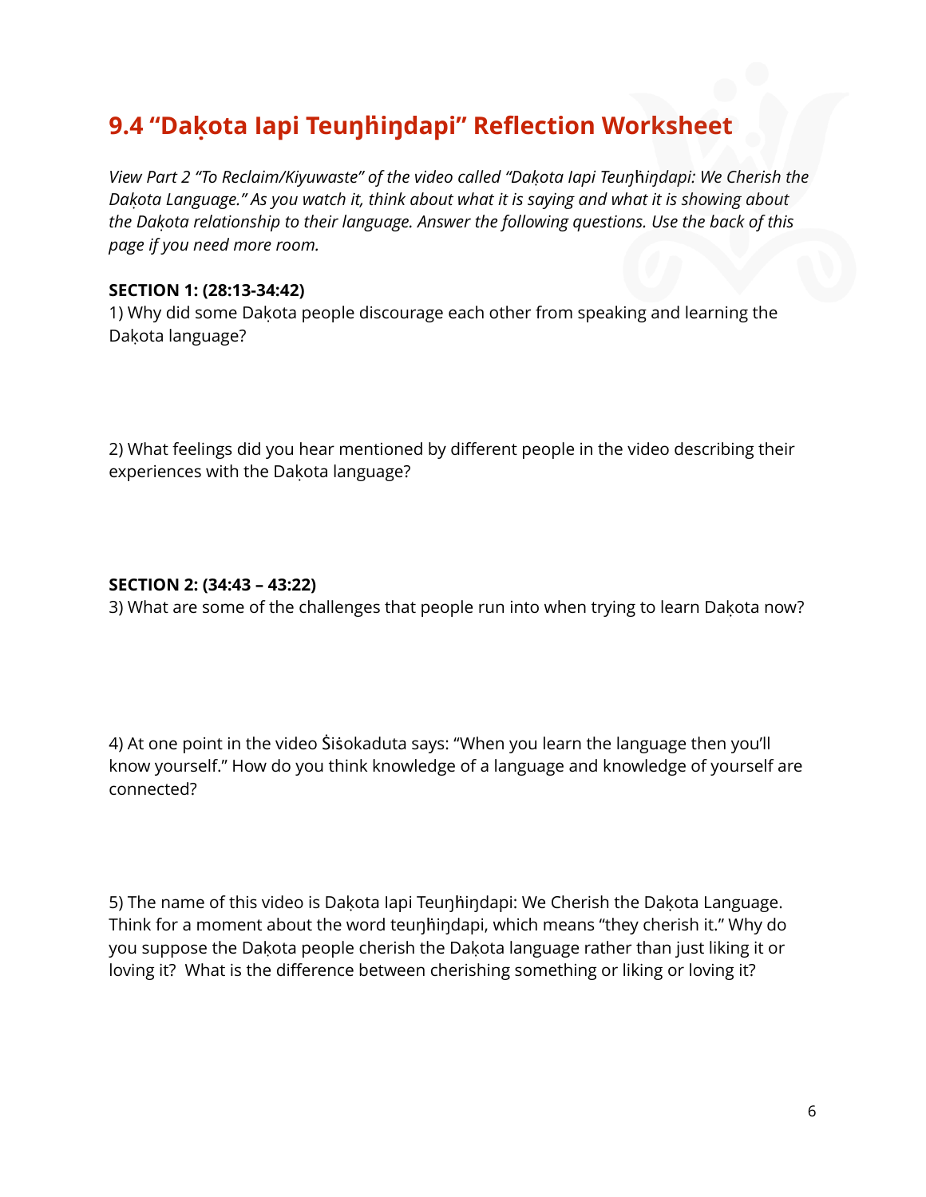# 9.4 "Daḳota Iapi Teuŋḣiŋdapi" Reflection Worksheet

*View Part 2 "To Reclaim/Kiyuwaste" of the video called "Daḳota Iapi Teuŋḣiŋdapi: We Cherish the Daḳota Language." As you watch it, think about what it is saying and what it is showing about the Daḳota relationship to their language. Answer the following questions. Use the back of this page if you need more room.*

**SECTION 1: (28:13-34:42)**

1) Why did some Daḳota people discourage each other from speaking and learning the Daḳota language?

2) What feelings did you hear mentioned by different people in the video describing their experiences with the Daḳota language?

**SECTION 2: (34:43 – 43:22)**

3) What are some of the challenges that people run into when trying to learn Daḳota now?

4) At one point in the video Ṡiṡokaduta says: "When you learn the language then you'll know yourself." How do you think knowledge of a language and knowledge of yourself are connected?

5) The name of this video is Daḳota Iapi Teuŋḣiŋdapi: We Cherish the Daḳota Language. Think for a moment about the word teuŋḣiŋdapi, which means "they cherish it." Why do you suppose the Daḳota people cherish the Daḳota language rather than just liking it or loving it? What is the difference between cherishing something or liking or loving it?